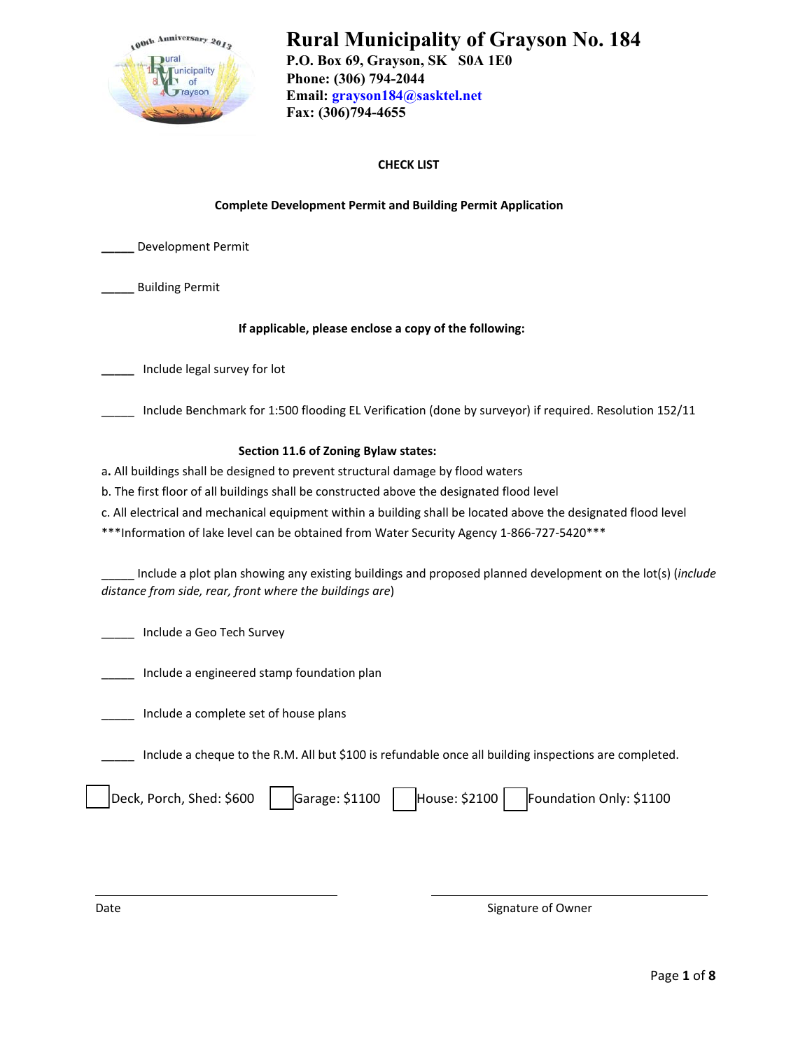# Rural Municipality of Grayson No. 184

**P.O. Box 69, Grayson, SK S0A 1E0**
**Phone: (306) 794-2044**
**Email: grayson184@sasktel.net**
**Fax: (306)794-4655**

**CHECK LIST**

**Complete Development Permit and Building Permit Application**

_____ Development Permit

_____ Building Permit

**If applicable, please enclose a copy of the following:**

_____ Include legal survey for lot

_____ Include Benchmark for 1:500 flooding EL Verification (done by surveyor) if required. Resolution 152/11

**Section 11.6 of Zoning Bylaw states:**

a. All buildings shall be designed to prevent structural damage by flood waters
b. The first floor of all buildings shall be constructed above the designated flood level
c. All electrical and mechanical equipment within a building shall be located above the designated flood level
***Information of lake level can be obtained from Water Security Agency 1-866-727-5420***

_____ Include a plot plan showing any existing buildings and proposed planned development on the lot(s) (*include distance from side, rear, front where the buildings are*)

_____ Include a Geo Tech Survey

_____ Include a engineered stamp foundation plan

_____ Include a complete set of house plans

_____ Include a cheque to the R.M. All but $100 is refundable once all building inspections are completed.

☐ Deck, Porch, Shed: $600 ☐ Garage: $1100 ☐ House: $2100 ☐ Foundation Only: $1100

_________________________ _________________________
Date Signature of Owner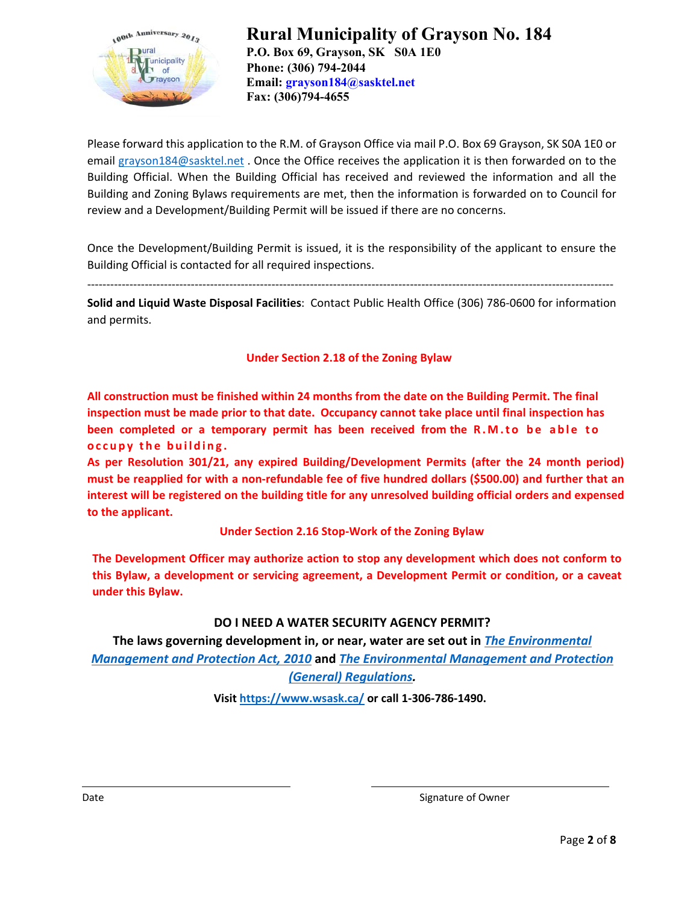# Rural Municipality of Grayson No. 184

**P.O. Box 69, Grayson, SK S0A 1E0**
**Phone: (306) 794-2044**
**Email: grayson184@sasktel.net**
**Fax: (306)794-4655**

Please forward this application to the R.M. of Grayson Office via mail P.O. Box 69 Grayson, SK S0A 1E0 or email grayson184@sasktel.net . Once the Office receives the application it is then forwarded on to the Building Official. When the Building Official has received and reviewed the information and all the Building and Zoning Bylaws requirements are met, then the information is forwarded on to Council for review and a Development/Building Permit will be issued if there are no concerns.

Once the Development/Building Permit is issued, it is the responsibility of the applicant to ensure the Building Official is contacted for all required inspections.

---

**Solid and Liquid Waste Disposal Facilities**: Contact Public Health Office (306) 786-0600 for information and permits.

**Under Section 2.18 of the Zoning Bylaw**

**All construction must be finished within 24 months from the date on the Building Permit. The final inspection must be made prior to that date. Occupancy cannot take place until final inspection has been completed or a temporary permit has been received from the R.M.to be able to occupy the building.**

**As per Resolution 301/21, any expired Building/Development Permits (after the 24 month period) must be reapplied for with a non-refundable fee of five hundred dollars ($500.00) and further that an interest will be registered on the building title for any unresolved building official orders and expensed to the applicant.**

**Under Section 2.16 Stop-Work of the Zoning Bylaw**

**The Development Officer may authorize action to stop any development which does not conform to this Bylaw, a development or servicing agreement, a Development Permit or condition, or a caveat under this Bylaw.**

**DO I NEED A WATER SECURITY AGENCY PERMIT?**

**The laws governing development in, or near, water are set out in *The Environmental Management and Protection Act, 2010* and *The Environmental Management and Protection (General) Regulations*.**

**Visit https://www.wsask.ca/ or call 1-306-786-1490.**

Date ______________________ Signature of Owner ______________________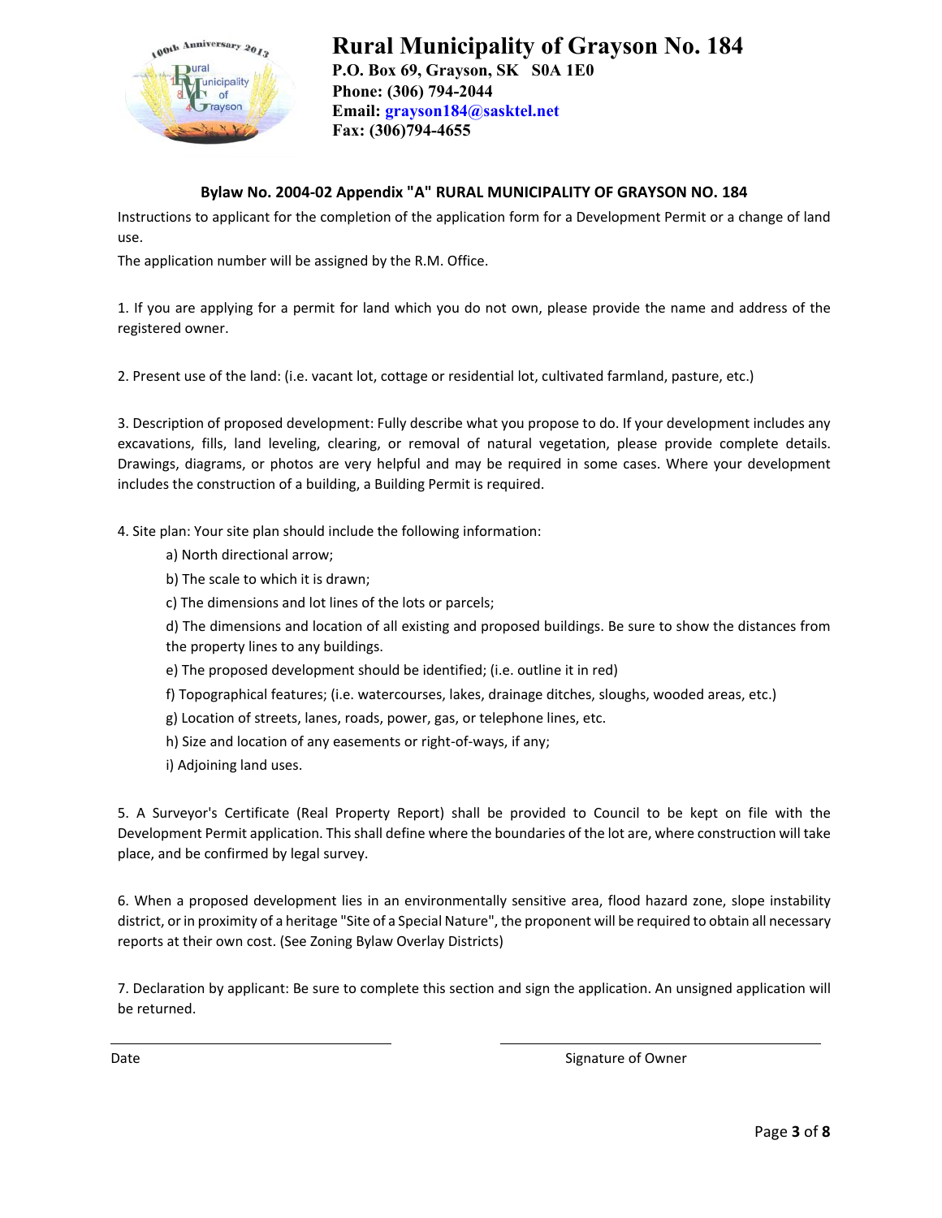# Rural Municipality of Grayson No. 184

**P.O. Box 69, Grayson, SK S0A 1E0**
**Phone: (306) 794-2044**
**Email: grayson184@sasktel.net**
**Fax: (306)794-4655**

### Bylaw No. 2004-02 Appendix "A" RURAL MUNICIPALITY OF GRAYSON NO. 184

Instructions to applicant for the completion of the application form for a Development Permit or a change of land use.

The application number will be assigned by the R.M. Office.

1. If you are applying for a permit for land which you do not own, please provide the name and address of the registered owner.

2. Present use of the land: (i.e. vacant lot, cottage or residential lot, cultivated farmland, pasture, etc.)

3. Description of proposed development: Fully describe what you propose to do. If your development includes any excavations, fills, land leveling, clearing, or removal of natural vegetation, please provide complete details. Drawings, diagrams, or photos are very helpful and may be required in some cases. Where your development includes the construction of a building, a Building Permit is required.

4. Site plan: Your site plan should include the following information:

   a) North directional arrow;

   b) The scale to which it is drawn;

   c) The dimensions and lot lines of the lots or parcels;

   d) The dimensions and location of all existing and proposed buildings. Be sure to show the distances from the property lines to any buildings.

   e) The proposed development should be identified; (i.e. outline it in red)

   f) Topographical features; (i.e. watercourses, lakes, drainage ditches, sloughs, wooded areas, etc.)

   g) Location of streets, lanes, roads, power, gas, or telephone lines, etc.

   h) Size and location of any easements or right-of-ways, if any;

   i) Adjoining land uses.

5. A Surveyor's Certificate (Real Property Report) shall be provided to Council to be kept on file with the Development Permit application. This shall define where the boundaries of the lot are, where construction will take place, and be confirmed by legal survey.

6. When a proposed development lies in an environmentally sensitive area, flood hazard zone, slope instability district, or in proximity of a heritage "Site of a Special Nature", the proponent will be required to obtain all necessary reports at their own cost. (See Zoning Bylaw Overlay Districts)

7. Declaration by applicant: Be sure to complete this section and sign the application. An unsigned application will be returned.

\_\_\_\_\_\_\_\_\_\_\_\_\_\_\_\_\_\_\_\_\_\_\_\_\_\_\_\_ \_\_\_\_\_\_\_\_\_\_\_\_\_\_\_\_\_\_\_\_\_\_\_\_\_\_\_\_

Date Signature of Owner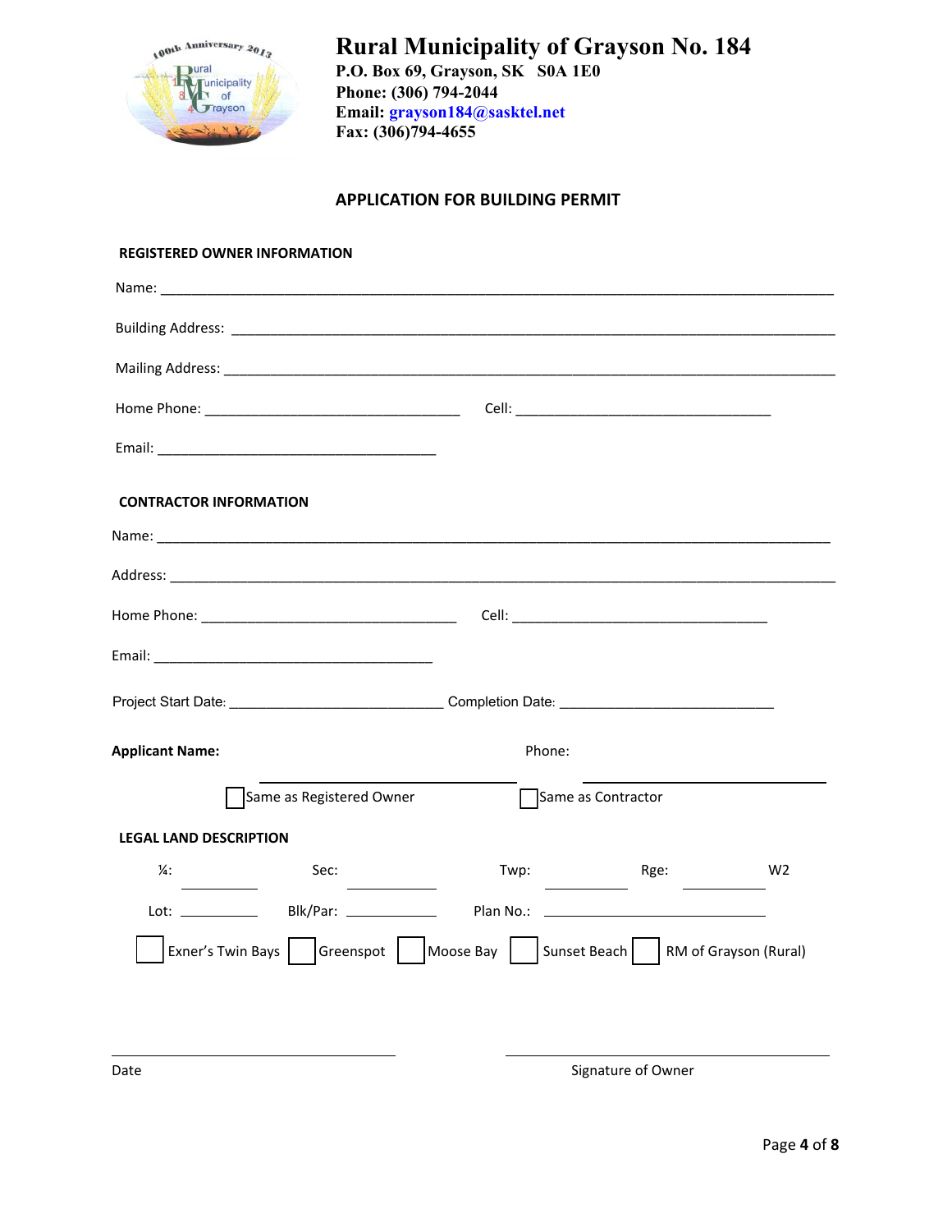# Rural Municipality of Grayson No. 184

**P.O. Box 69, Grayson, SK S0A 1E0**
**Phone: (306) 794-2044**
**Email: grayson184@sasktel.net**
**Fax: (306)794-4655**

## APPLICATION FOR BUILDING PERMIT

### REGISTERED OWNER INFORMATION

Name: ______________________________________________

Building Address: ______________________________________________

Mailing Address: ______________________________________________

Home Phone: ______________________ Cell: ______________________

Email: ______________________

### CONTRACTOR INFORMATION

Name: ______________________________________________

Address: ______________________________________________

Home Phone: ______________________ Cell: ______________________

Email: ______________________

Project Start Date: ______________________ Completion Date: ______________________

**Applicant Name:** ______________________ Phone: ______________________

☐ Same as Registered Owner ☐ Same as Contractor

### LEGAL LAND DESCRIPTION

¼: ________ Sec: ________ Twp: ________ Rge: ________ W2

Lot: ________ Blk/Par: ________ Plan No.: ______________

☐ Exner's Twin Bays ☐ Greenspot ☐ Moose Bay ☐ Sunset Beach ☐ RM of Grayson (Rural)

______________________ ______________________
Date Signature of Owner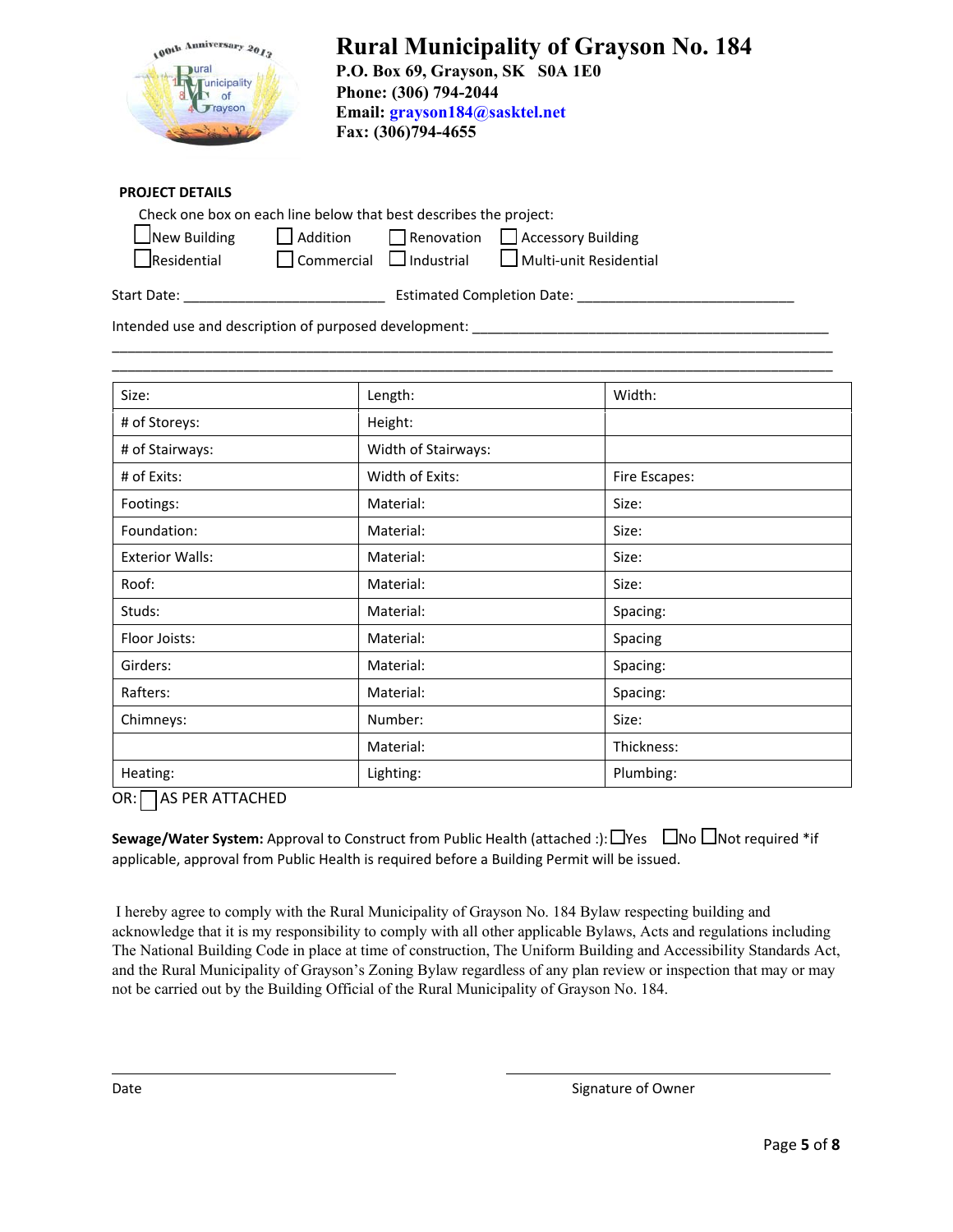# Rural Municipality of Grayson No. 184

**P.O. Box 69, Grayson, SK S0A 1E0**
**Phone: (306) 794-2044**
**Email: grayson184@sasktel.net**
**Fax: (306)794-4655**

**PROJECT DETAILS**

Check one box on each line below that best describes the project:

☐ New Building ☐ Addition ☐ Renovation ☐ Accessory Building

☐ Residential ☐ Commercial ☐ Industrial ☐ Multi-unit Residential

Start Date: ___________________________ Estimated Completion Date: _____________________________

Intended use and description of purposed development: ________________________________________________

______________________________________________________________________________________________

______________________________________________________________________________________________

| Size: | Length: | Width: |
|---|---|---|
| # of Storeys: | Height: | |
| # of Stairways: | Width of Stairways: | |
| # of Exits: | Width of Exits: | Fire Escapes: |
| Footings: | Material: | Size: |
| Foundation: | Material: | Size: |
| Exterior Walls: | Material: | Size: |
| Roof: | Material: | Size: |
| Studs: | Material: | Spacing: |
| Floor Joists: | Material: | Spacing |
| Girders: | Material: | Spacing: |
| Rafters: | Material: | Spacing: |
| Chimneys: | Number: | Size: |
| | Material: | Thickness: |
| Heating: | Lighting: | Plumbing: |

OR: ☐ AS PER ATTACHED

**Sewage/Water System:** Approval to Construct from Public Health (attached :): ☐Yes ☐No ☐Not required *if applicable, approval from Public Health is required before a Building Permit will be issued.

I hereby agree to comply with the Rural Municipality of Grayson No. 184 Bylaw respecting building and acknowledge that it is my responsibility to comply with all other applicable Bylaws, Acts and regulations including The National Building Code in place at time of construction, The Uniform Building and Accessibility Standards Act, and the Rural Municipality of Grayson's Zoning Bylaw regardless of any plan review or inspection that may or may not be carried out by the Building Official of the Rural Municipality of Grayson No. 184.

______________________________ ______________________________

Date Signature of Owner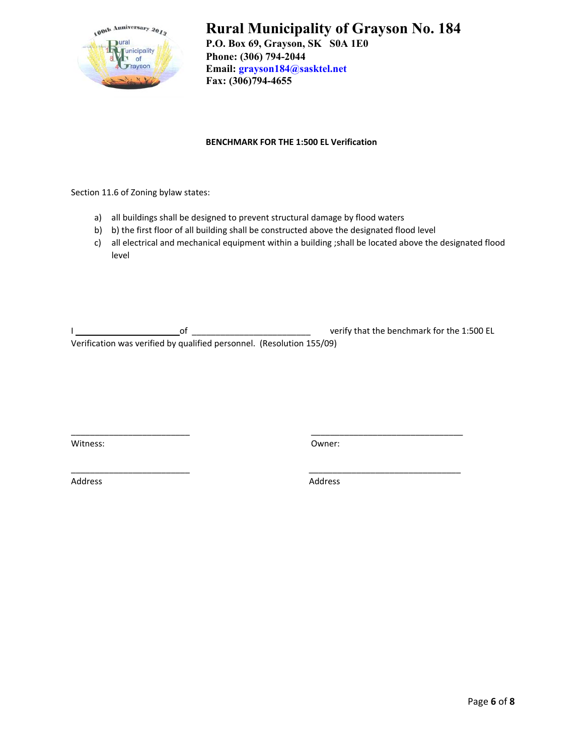# Rural Municipality of Grayson No. 184

**P.O. Box 69, Grayson, SK S0A 1E0**
**Phone: (306) 794-2044**
**Email: grayson184@sasktel.net**
**Fax: (306)794-4655**

**BENCHMARK FOR THE 1:500 EL Verification**

Section 11.6 of Zoning bylaw states:

a) all buildings shall be designed to prevent structural damage by flood waters
b) b) the first floor of all building shall be constructed above the designated flood level
c) all electrical and mechanical equipment within a building ;shall be located above the designated flood level

I ______________________ of ________________________ verify that the benchmark for the 1:500 EL Verification was verified by qualified personnel. (Resolution 155/09)

| | |
|---|---|
| _________________________ | ________________________________ |
| Witness: | Owner: |
| _________________________ | ________________________________ |
| Address | Address |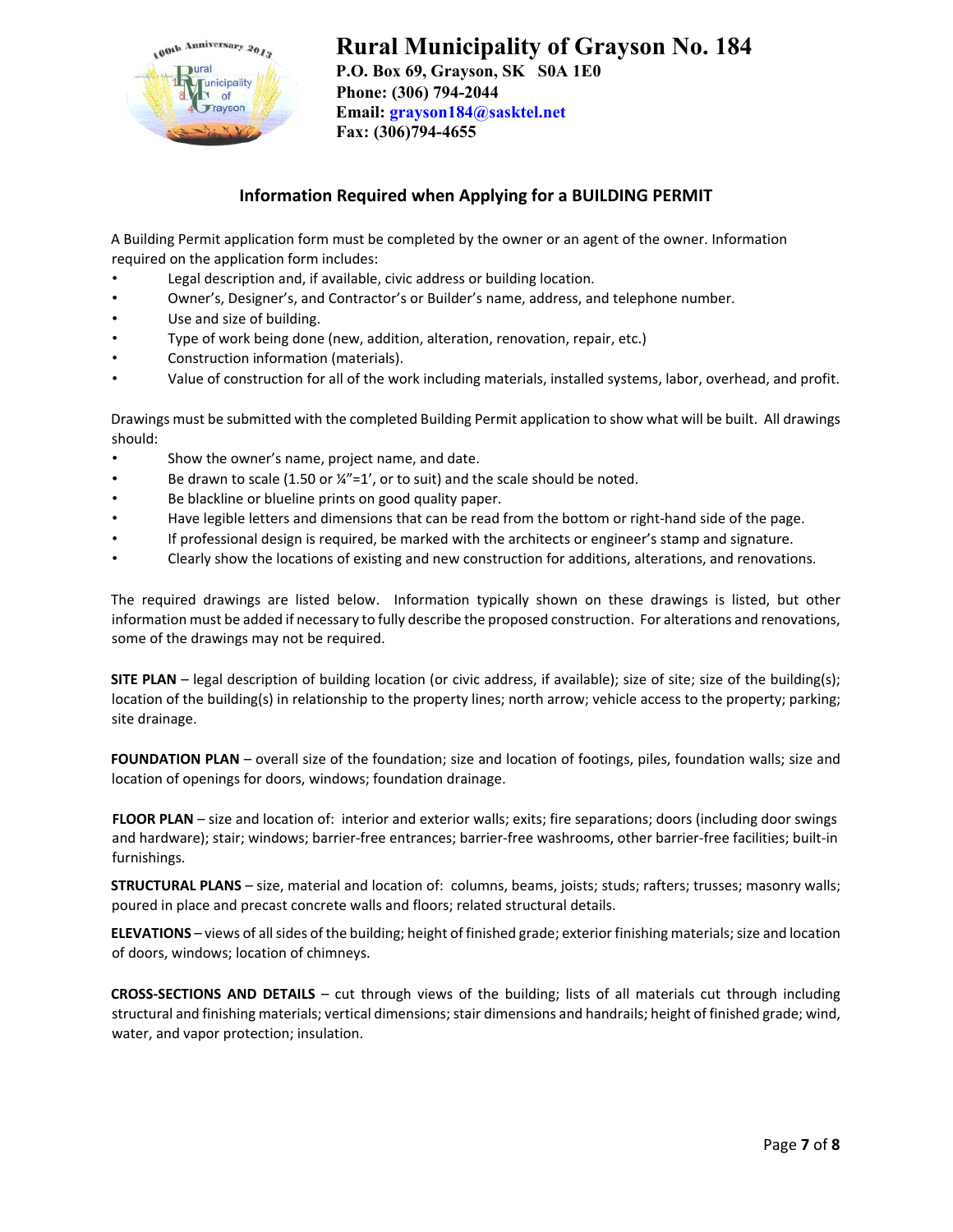# Rural Municipality of Grayson No. 184

**P.O. Box 69, Grayson, SK S0A 1E0**
**Phone: (306) 794-2044**
**Email: grayson184@sasktel.net**
**Fax: (306)794-4655**

## Information Required when Applying for a BUILDING PERMIT

A Building Permit application form must be completed by the owner or an agent of the owner. Information required on the application form includes:

- Legal description and, if available, civic address or building location.
- Owner's, Designer's, and Contractor's or Builder's name, address, and telephone number.
- Use and size of building.
- Type of work being done (new, addition, alteration, renovation, repair, etc.)
- Construction information (materials).
- Value of construction for all of the work including materials, installed systems, labor, overhead, and profit.

Drawings must be submitted with the completed Building Permit application to show what will be built. All drawings should:

- Show the owner's name, project name, and date.
- Be drawn to scale (1.50 or ¼"=1', or to suit) and the scale should be noted.
- Be blackline or blueline prints on good quality paper.
- Have legible letters and dimensions that can be read from the bottom or right-hand side of the page.
- If professional design is required, be marked with the architects or engineer's stamp and signature.
- Clearly show the locations of existing and new construction for additions, alterations, and renovations.

The required drawings are listed below. Information typically shown on these drawings is listed, but other information must be added if necessary to fully describe the proposed construction. For alterations and renovations, some of the drawings may not be required.

**SITE PLAN** – legal description of building location (or civic address, if available); size of site; size of the building(s); location of the building(s) in relationship to the property lines; north arrow; vehicle access to the property; parking; site drainage.

**FOUNDATION PLAN** – overall size of the foundation; size and location of footings, piles, foundation walls; size and location of openings for doors, windows; foundation drainage.

**FLOOR PLAN** – size and location of: interior and exterior walls; exits; fire separations; doors (including door swings and hardware); stair; windows; barrier-free entrances; barrier-free washrooms, other barrier-free facilities; built-in furnishings.

**STRUCTURAL PLANS** – size, material and location of: columns, beams, joists; studs; rafters; trusses; masonry walls; poured in place and precast concrete walls and floors; related structural details.

**ELEVATIONS** – views of all sides of the building; height of finished grade; exterior finishing materials; size and location of doors, windows; location of chimneys.

**CROSS-SECTIONS AND DETAILS** – cut through views of the building; lists of all materials cut through including structural and finishing materials; vertical dimensions; stair dimensions and handrails; height of finished grade; wind, water, and vapor protection; insulation.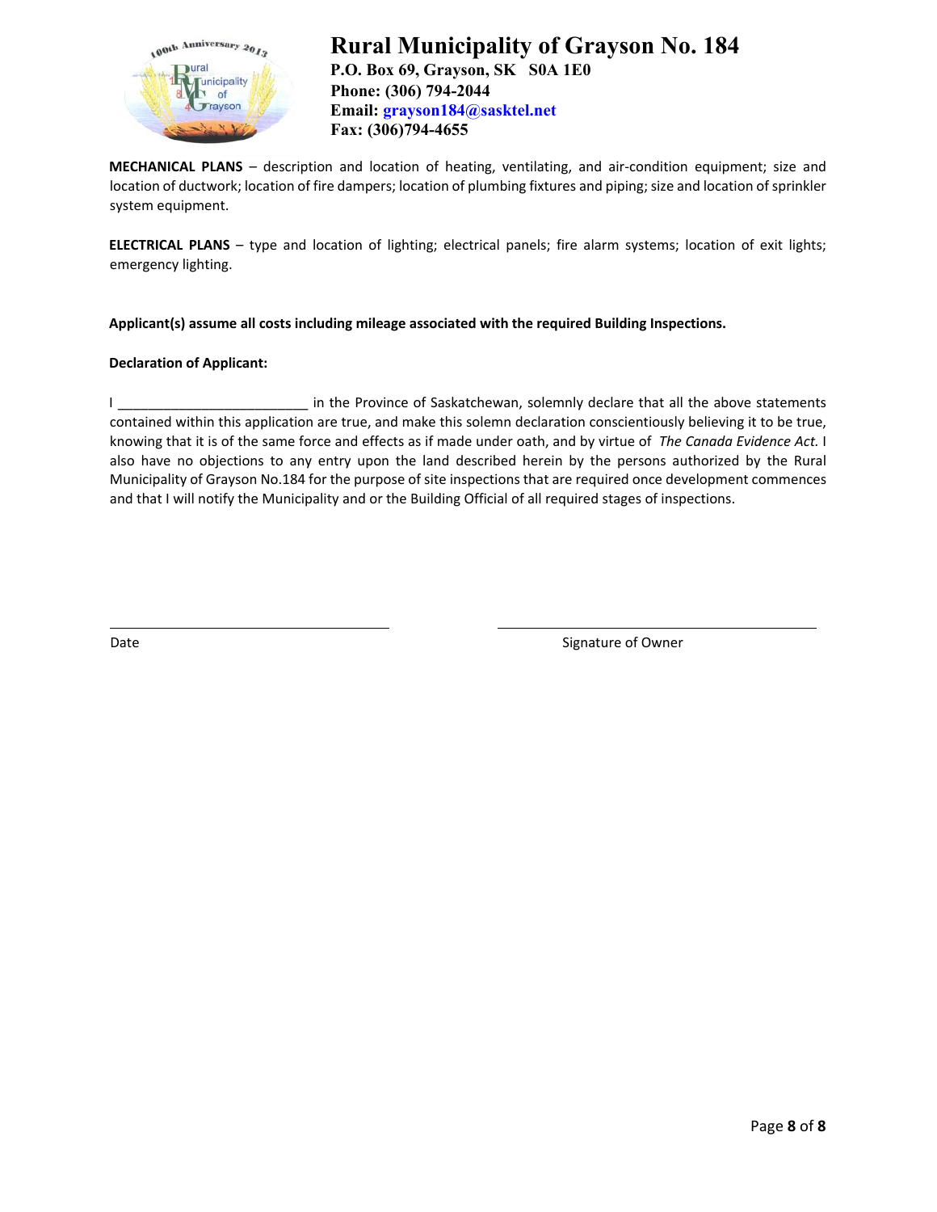**MECHANICAL PLANS** – description and location of heating, ventilating, and air-condition equipment; size and location of ductwork; location of fire dampers; location of plumbing fixtures and piping; size and location of sprinkler system equipment.

**ELECTRICAL PLANS** – type and location of lighting; electrical panels; fire alarm systems; location of exit lights; emergency lighting.

**Applicant(s) assume all costs including mileage associated with the required Building Inspections.**

**Declaration of Applicant:**

I _________________________ in the Province of Saskatchewan, solemnly declare that all the above statements contained within this application are true, and make this solemn declaration conscientiously believing it to be true, knowing that it is of the same force and effects as if made under oath, and by virtue of *The Canada Evidence Act.* I also have no objections to any entry upon the land described herein by the persons authorized by the Rural Municipality of Grayson No.184 for the purpose of site inspections that are required once development commences and that I will notify the Municipality and or the Building Official of all required stages of inspections.

_______________________________ &nbsp;&nbsp;&nbsp;&nbsp;&nbsp;&nbsp;&nbsp;&nbsp; _______________________________

Date &nbsp;&nbsp;&nbsp;&nbsp;&nbsp;&nbsp;&nbsp;&nbsp;&nbsp;&nbsp;&nbsp;&nbsp;&nbsp;&nbsp;&nbsp;&nbsp;&nbsp;&nbsp;&nbsp;&nbsp;&nbsp;&nbsp;&nbsp;&nbsp;&nbsp;&nbsp;&nbsp;&nbsp;&nbsp;&nbsp;&nbsp;&nbsp; Signature of Owner